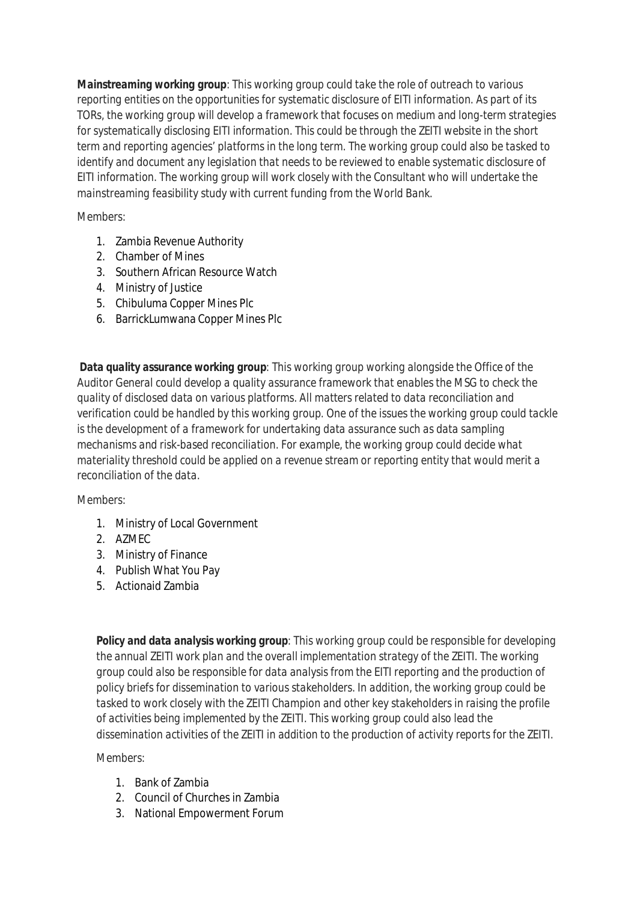**Mainstreaming working group**: This working group could take the role of outreach to various reporting entities on the opportunities for systematic disclosure of EITI information. As part of its TORs, the working group will develop a framework that focuses on medium and long-term strategies for systematically disclosing EITI information. This could be through the ZEITI website in the short term and reporting agencies' platforms in the long term. The working group could also be tasked to identify and document any legislation that needs to be reviewed to enable systematic disclosure of EITI information. The working group will work closely with the Consultant who will undertake the mainstreaming feasibility study with current funding from the World Bank.

Members:

1. Zambia Revenue Authority
2. Chamber of Mines
3. Southern African Resource Watch
4. Ministry of Justice
5. Chibuluma Copper Mines Plc
6. BarrickLumwana Copper Mines Plc

**Data quality assurance working group**: This working group working alongside the Office of the Auditor General could develop a quality assurance framework that enables the MSG to check the quality of disclosed data on various platforms. All matters related to data reconciliation and verification could be handled by this working group. One of the issues the working group could tackle is the development of a framework for undertaking data assurance such as data sampling mechanisms and risk-based reconciliation. For example, the working group could decide what materiality threshold could be applied on a revenue stream or reporting entity that would merit a reconciliation of the data.

Members:

1. Ministry of Local Government
2. AZMEC
3. Ministry of Finance
4. Publish What You Pay
5. Actionaid Zambia

**Policy and data analysis working group**: This working group could be responsible for developing the annual ZEITI work plan and the overall implementation strategy of the ZEITI. The working group could also be responsible for data analysis from the EITI reporting and the production of policy briefs for dissemination to various stakeholders. In addition, the working group could be tasked to work closely with the ZEITI Champion and other key stakeholders in raising the profile of activities being implemented by the ZEITI. This working group could also lead the dissemination activities of the ZEITI in addition to the production of activity reports for the ZEITI.

Members:

1. Bank of Zambia
2. Council of Churches in Zambia
3. National Empowerment Forum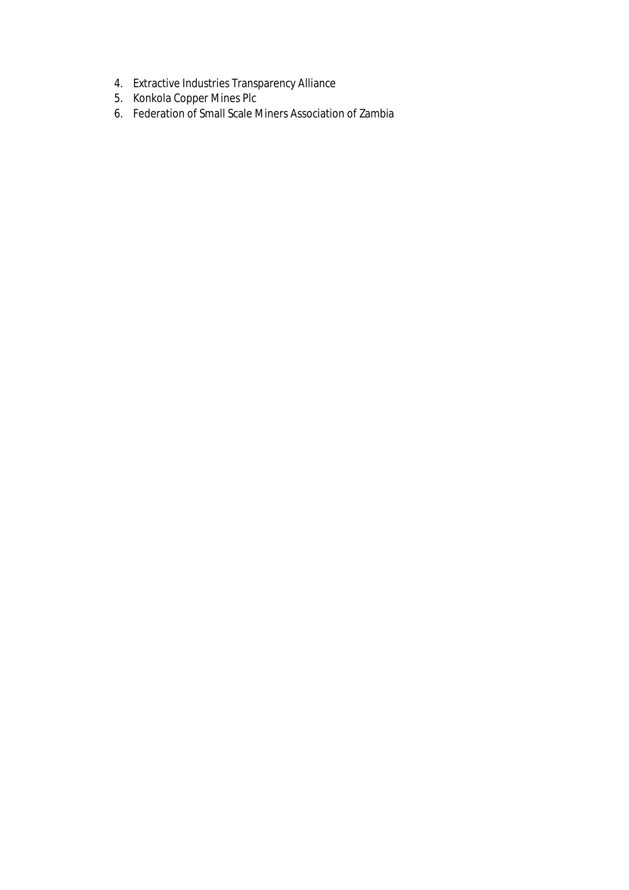4. Extractive Industries Transparency Alliance
5. Konkola Copper Mines Plc
6. Federation of Small Scale Miners Association of Zambia